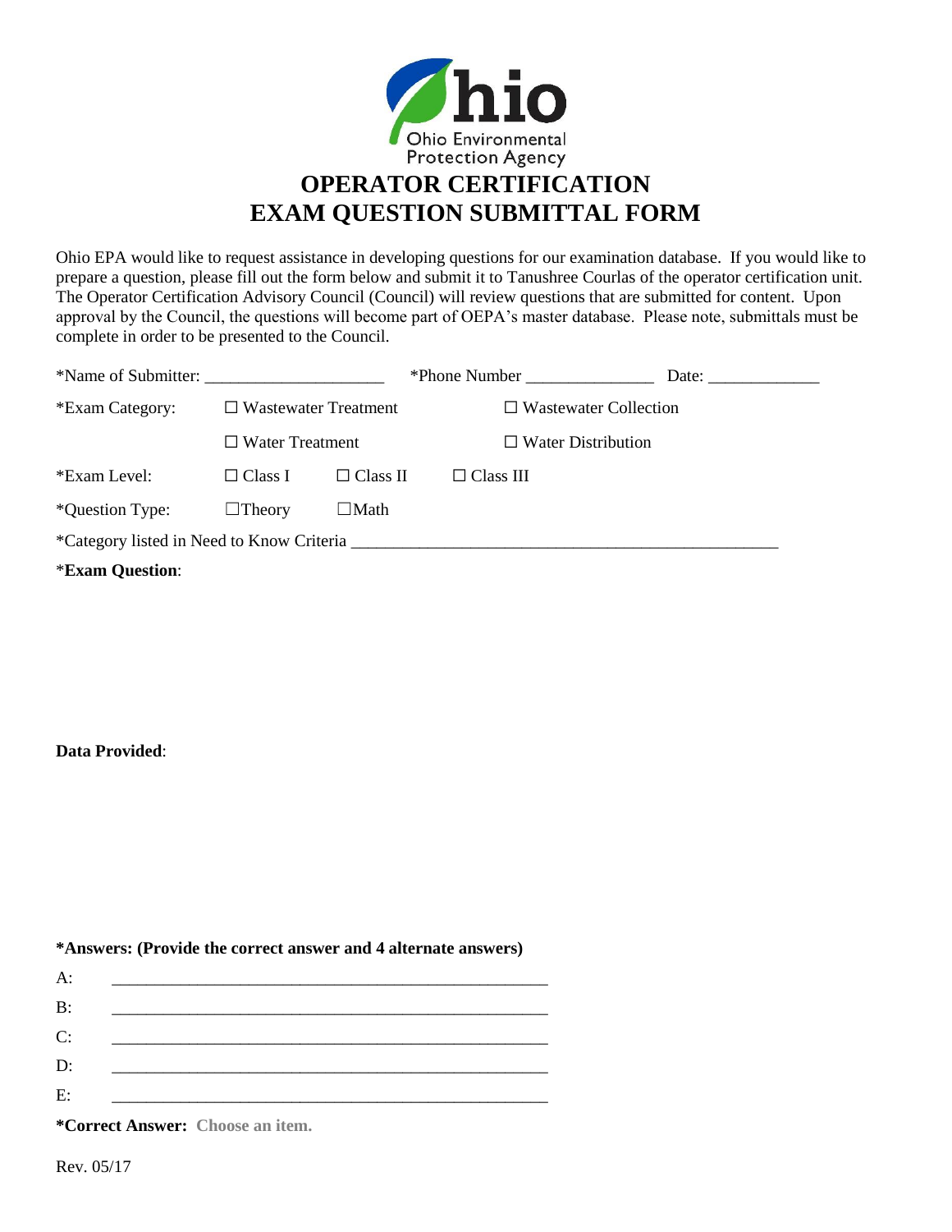Ohio Environmental Protection Agency

# OPERATOR CERTIFICATION EXAM QUESTION SUBMITTAL FORM

Ohio EPA would like to request assistance in developing questions for our examination database. If you would like to prepare a question, please fill out the form below and submit it to Tanushree Courlas of the operator certification unit. The Operator Certification Advisory Council (Council) will review questions that are submitted for content. Upon approval by the Council, the questions will become part of OEPA's master database. Please note, submittals must be complete in order to be presented to the Council.

*Name of Submitter: _____________________ *Phone Number _______________ Date: _____________

*Exam Category: ☐ Wastewater Treatment ☐ Wastewater Collection

☐ Water Treatment ☐ Water Distribution

*Exam Level: ☐ Class I ☐ Class II ☐ Class III

*Question Type: ☐Theory ☐Math

*Category listed in Need to Know Criteria ____________________________________________________

***Exam Question**:

**Data Provided**:

**\*Answers: (Provide the correct answer and 4 alternate answers)**

A: ____________________________________________________

B: ____________________________________________________

C: ____________________________________________________

D: ____________________________________________________

E: ____________________________________________________

**\*Correct Answer:** Choose an item.

Rev. 05/17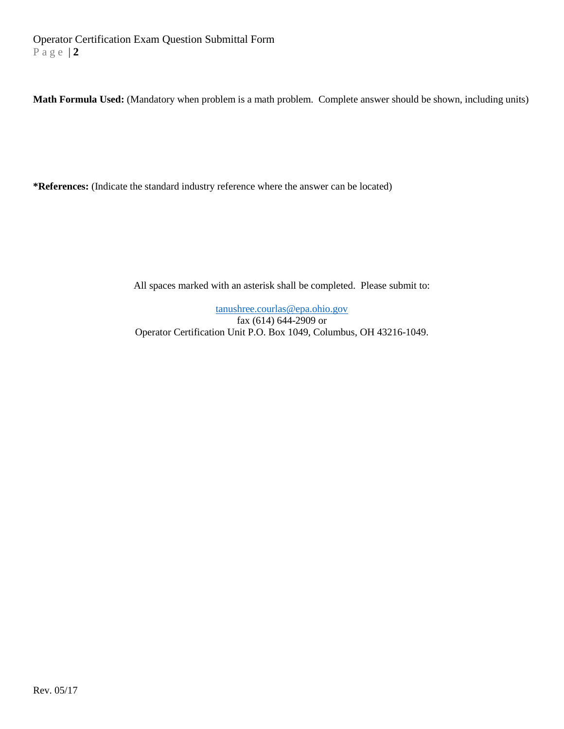**Math Formula Used:** (Mandatory when problem is a math problem. Complete answer should be shown, including units)

***References:** (Indicate the standard industry reference where the answer can be located)

All spaces marked with an asterisk shall be completed. Please submit to:

tanushree.courlas@epa.ohio.gov
fax (614) 644-2909 or
Operator Certification Unit P.O. Box 1049, Columbus, OH 43216-1049.

Rev. 05/17